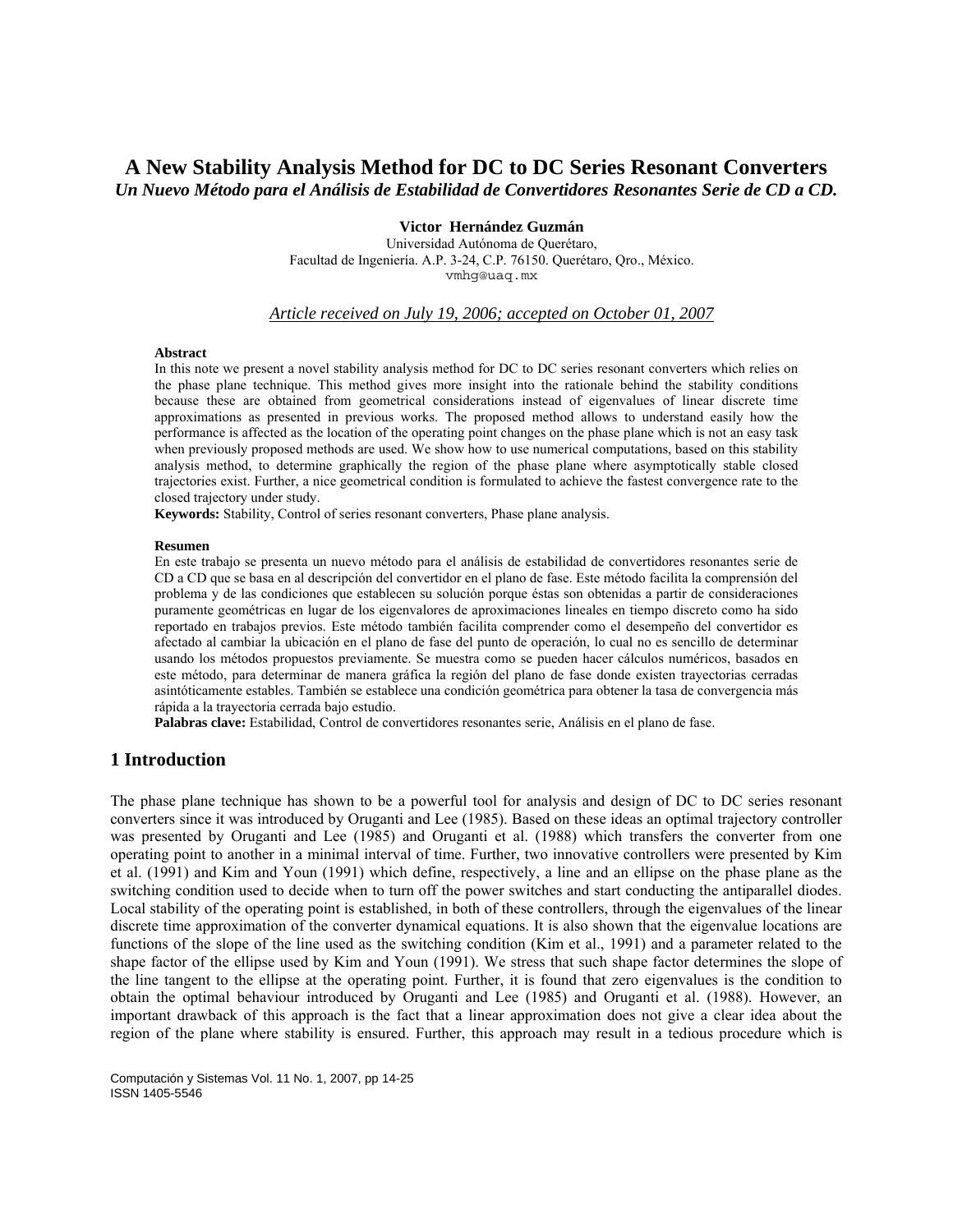# A New Stability Analysis Method for DC to DC Series Resonant Converters

*Un Nuevo Método para el Análisis de Estabilidad de Convertidores Resonantes Serie de CD a CD.*

**Victor Hernández Guzmán**

Universidad Autónoma de Querétaro,
Facultad de Ingeniería. A.P. 3-24, C.P. 76150. Querétaro, Qro., México.
vmhg@uaq.mx

*Article received on July 19, 2006; accepted on October 01, 2007*

**Abstract**

In this note we present a novel stability analysis method for DC to DC series resonant converters which relies on the phase plane technique. This method gives more insight into the rationale behind the stability conditions because these are obtained from geometrical considerations instead of eigenvalues of linear discrete time approximations as presented in previous works. The proposed method allows to understand easily how the performance is affected as the location of the operating point changes on the phase plane which is not an easy task when previously proposed methods are used. We show how to use numerical computations, based on this stability analysis method, to determine graphically the region of the phase plane where asymptotically stable closed trajectories exist. Further, a nice geometrical condition is formulated to achieve the fastest convergence rate to the closed trajectory under study.

**Keywords:** Stability, Control of series resonant converters, Phase plane analysis.

**Resumen**

En este trabajo se presenta un nuevo método para el análisis de estabilidad de convertidores resonantes serie de CD a CD que se basa en al descripción del convertidor en el plano de fase. Este método facilita la comprensión del problema y de las condiciones que establecen su solución porque éstas son obtenidas a partir de consideraciones puramente geométricas en lugar de los eigenvalores de aproximaciones lineales en tiempo discreto como ha sido reportado en trabajos previos. Este método también facilita comprender como el desempeño del convertidor es afectado al cambiar la ubicación en el plano de fase del punto de operación, lo cual no es sencillo de determinar usando los métodos propuestos previamente. Se muestra como se pueden hacer cálculos numéricos, basados en este método, para determinar de manera gráfica la región del plano de fase donde existen trayectorias cerradas asintóticamente estables. También se establece una condición geométrica para obtener la tasa de convergencia más rápida a la trayectoria cerrada bajo estudio.

**Palabras clave:** Estabilidad, Control de convertidores resonantes serie, Análisis en el plano de fase.

## 1 Introduction

The phase plane technique has shown to be a powerful tool for analysis and design of DC to DC series resonant converters since it was introduced by Oruganti and Lee (1985). Based on these ideas an optimal trajectory controller was presented by Oruganti and Lee (1985) and Oruganti et al. (1988) which transfers the converter from one operating point to another in a minimal interval of time. Further, two innovative controllers were presented by Kim et al. (1991) and Kim and Youn (1991) which define, respectively, a line and an ellipse on the phase plane as the switching condition used to decide when to turn off the power switches and start conducting the antiparallel diodes. Local stability of the operating point is established, in both of these controllers, through the eigenvalues of the linear discrete time approximation of the converter dynamical equations. It is also shown that the eigenvalue locations are functions of the slope of the line used as the switching condition (Kim et al., 1991) and a parameter related to the shape factor of the ellipse used by Kim and Youn (1991). We stress that such shape factor determines the slope of the line tangent to the ellipse at the operating point. Further, it is found that zero eigenvalues is the condition to obtain the optimal behaviour introduced by Oruganti and Lee (1985) and Oruganti et al. (1988). However, an important drawback of this approach is the fact that a linear approximation does not give a clear idea about the region of the plane where stability is ensured. Further, this approach may result in a tedious procedure which is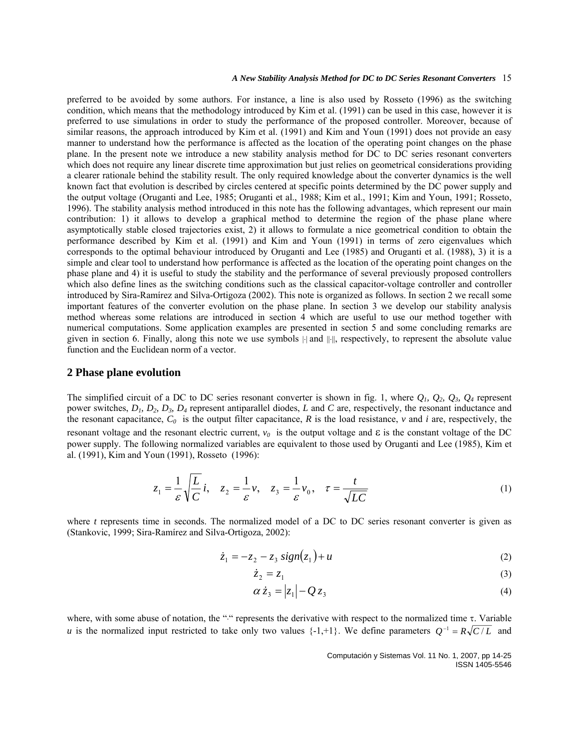preferred to be avoided by some authors. For instance, a line is also used by Rosseto (1996) as the switching condition, which means that the methodology introduced by Kim et al. (1991) can be used in this case, however it is preferred to use simulations in order to study the performance of the proposed controller. Moreover, because of similar reasons, the approach introduced by Kim et al. (1991) and Kim and Youn (1991) does not provide an easy manner to understand how the performance is affected as the location of the operating point changes on the phase plane. In the present note we introduce a new stability analysis method for DC to DC series resonant converters which does not require any linear discrete time approximation but just relies on geometrical considerations providing a clearer rationale behind the stability result. The only required knowledge about the converter dynamics is the well known fact that evolution is described by circles centered at specific points determined by the DC power supply and the output voltage (Oruganti and Lee, 1985; Oruganti et al., 1988; Kim et al., 1991; Kim and Youn, 1991; Rosseto, 1996). The stability analysis method introduced in this note has the following advantages, which represent our main contribution: 1) it allows to develop a graphical method to determine the region of the phase plane where asymptotically stable closed trajectories exist, 2) it allows to formulate a nice geometrical condition to obtain the performance described by Kim et al. (1991) and Kim and Youn (1991) in terms of zero eigenvalues which corresponds to the optimal behaviour introduced by Oruganti and Lee (1985) and Oruganti et al. (1988), 3) it is a simple and clear tool to understand how performance is affected as the location of the operating point changes on the phase plane and 4) it is useful to study the stability and the performance of several previously proposed controllers which also define lines as the switching conditions such as the classical capacitor-voltage controller and controller introduced by Sira-Ramírez and Silva-Ortigoza (2002). This note is organized as follows. In section 2 we recall some important features of the converter evolution on the phase plane. In section 3 we develop our stability analysis method whereas some relations are introduced in section 4 which are useful to use our method together with numerical computations. Some application examples are presented in section 5 and some concluding remarks are given in section 6. Finally, along this note we use symbols $|\cdot|$ and $\|\cdot\|$, respectively, to represent the absolute value function and the Euclidean norm of a vector.

## 2 Phase plane evolution

The simplified circuit of a DC to DC series resonant converter is shown in fig. 1, where $Q_1, Q_2, Q_3, Q_4$ represent power switches, $D_1, D_2, D_3, D_4$ represent antiparallel diodes, $L$ and $C$ are, respectively, the resonant inductance and the resonant capacitance, $C_0$ is the output filter capacitance, $R$ is the load resistance, $v$ and $i$ are, respectively, the resonant voltage and the resonant electric current, $v_0$ is the output voltage and $\varepsilon$ is the constant voltage of the DC power supply. The following normalized variables are equivalent to those used by Oruganti and Lee (1985), Kim et al. (1991), Kim and Youn (1991), Rosseto (1996):

$$z_1 = \frac{1}{\varepsilon}\sqrt{\frac{L}{C}}\,i, \quad z_2 = \frac{1}{\varepsilon}v, \quad z_3 = \frac{1}{\varepsilon}v_0, \quad \tau = \frac{t}{\sqrt{LC}} \tag{1}$$

where $t$ represents time in seconds. The normalized model of a DC to DC series resonant converter is given as (Stankovic, 1999; Sira-Ramírez and Silva-Ortigoza, 2002):

$$\dot{z}_1 = -z_2 - z_3\, sign(z_1) + u \tag{2}$$

$$\dot{z}_2 = z_1 \tag{3}$$

$$\alpha\,\dot{z}_3 = |z_1| - Q\,z_3 \tag{4}$$

where, with some abuse of notation, the "." represents the derivative with respect to the normalized time $\tau$. Variable $u$ is the normalized input restricted to take only two values {-1,+1}. We define parameters $Q^{-1} = R\sqrt{C/L}$ and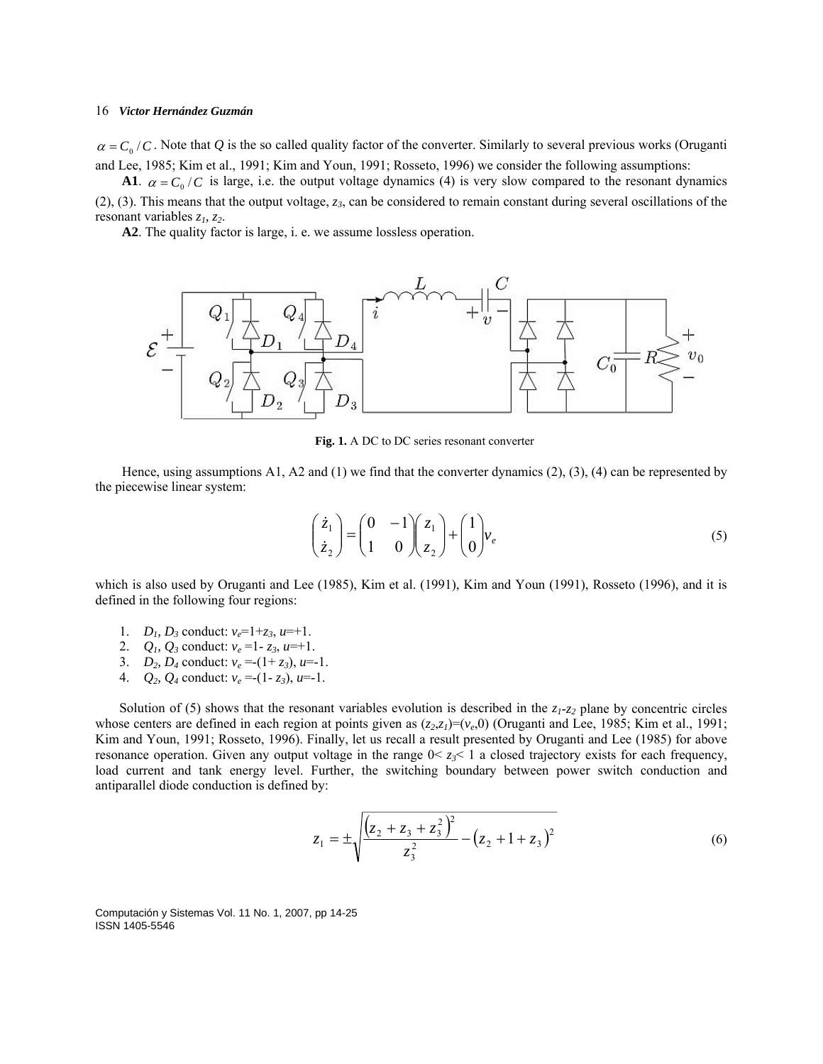$\alpha = C_0 / C$. Note that $Q$ is the so called quality factor of the converter. Similarly to several previous works (Oruganti and Lee, 1985; Kim et al., 1991; Kim and Youn, 1991; Rosseto, 1996) we consider the following assumptions:

**A1**. $\alpha = C_0 / C$ is large, i.e. the output voltage dynamics (4) is very slow compared to the resonant dynamics (2), (3). This means that the output voltage, $z_3$, can be considered to remain constant during several oscillations of the resonant variables $z_1, z_2$.

**A2**. The quality factor is large, i. e. we assume lossless operation.

**Fig. 1.** A DC to DC series resonant converter

Hence, using assumptions A1, A2 and (1) we find that the converter dynamics (2), (3), (4) can be represented by the piecewise linear system:

$$\begin{pmatrix} \dot{z}_1 \\ \dot{z}_2 \end{pmatrix} = \begin{pmatrix} 0 & -1 \\ 1 & 0 \end{pmatrix} \begin{pmatrix} z_1 \\ z_2 \end{pmatrix} + \begin{pmatrix} 1 \\ 0 \end{pmatrix} v_e \tag{5}$$

which is also used by Oruganti and Lee (1985), Kim et al. (1991), Kim and Youn (1991), Rosseto (1996), and it is defined in the following four regions:

1. $D_1, D_3$ conduct: $v_e = 1 + z_3$, $u = +1$.
2. $Q_1, Q_3$ conduct: $v_e = 1 - z_3$, $u = +1$.
3. $D_2, D_4$ conduct: $v_e = -(1 + z_3)$, $u = -1$.
4. $Q_2, Q_4$ conduct: $v_e = -(1 - z_3)$, $u = -1$.

Solution of (5) shows that the resonant variables evolution is described in the $z_1$-$z_2$ plane by concentric circles whose centers are defined in each region at points given as $(z_2, z_1) = (v_e, 0)$ (Oruganti and Lee, 1985; Kim et al., 1991; Kim and Youn, 1991; Rosseto, 1996). Finally, let us recall a result presented by Oruganti and Lee (1985) for above resonance operation. Given any output voltage in the range $0 < z_3 < 1$ a closed trajectory exists for each frequency, load current and tank energy level. Further, the switching boundary between power switch conduction and antiparallel diode conduction is defined by:

$$z_1 = \pm \sqrt{\frac{\left(z_2 + z_3 + z_3^2\right)^2}{z_3^2} - \left(z_2 + 1 + z_3\right)^2} \tag{6}$$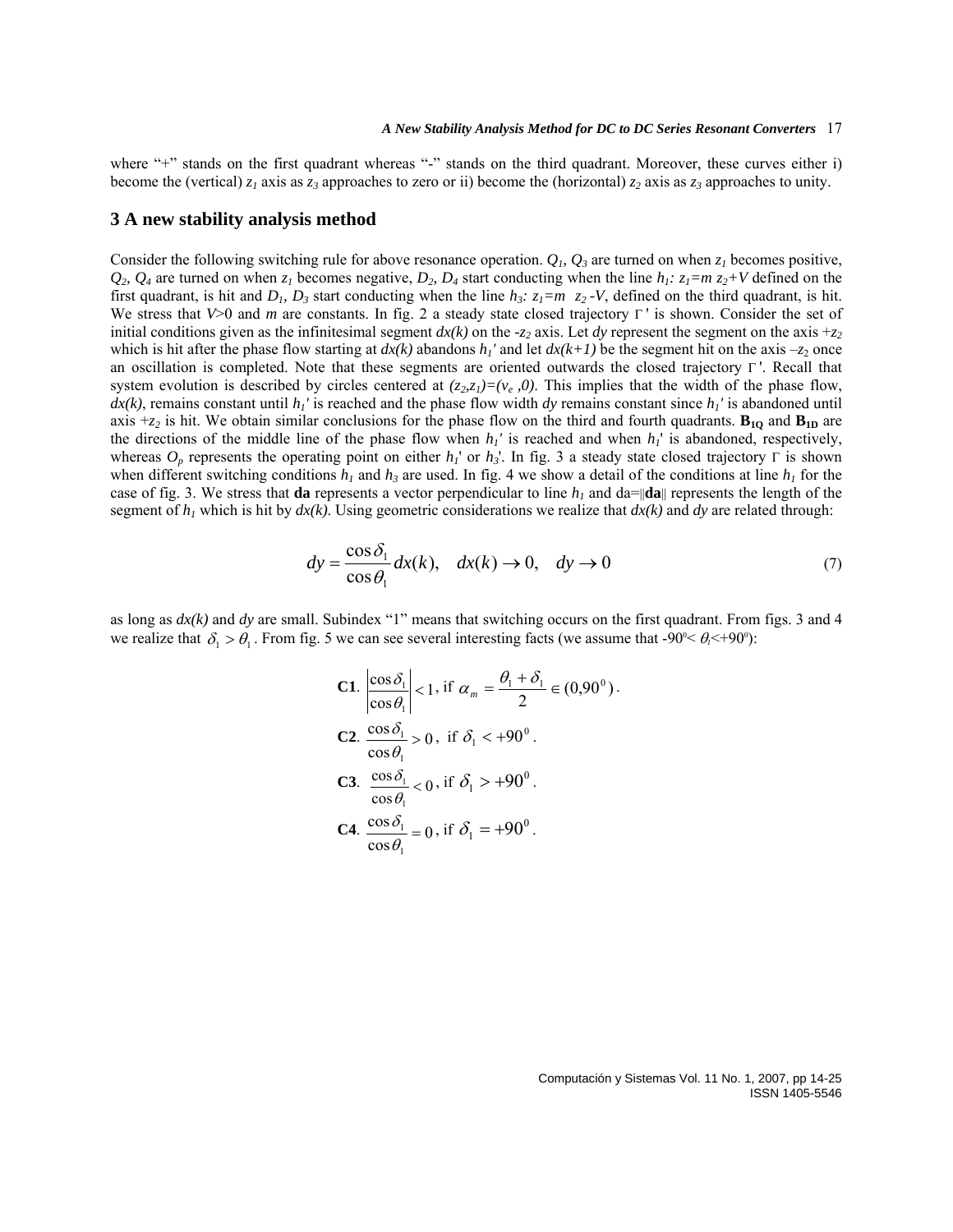where "+" stands on the first quadrant whereas "-" stands on the third quadrant. Moreover, these curves either i) become the (vertical) $z_1$ axis as $z_3$ approaches to zero or ii) become the (horizontal) $z_2$ axis as $z_3$ approaches to unity.

## 3 A new stability analysis method

Consider the following switching rule for above resonance operation. $Q_1$, $Q_3$ are turned on when $z_1$ becomes positive, $Q_2$, $Q_4$ are turned on when $z_1$ becomes negative, $D_2$, $D_4$ start conducting when the line $h_1$: $z_1=m\ z_2+V$ defined on the first quadrant, is hit and $D_1$, $D_3$ start conducting when the line $h_3$: $z_1=m\ \ z_2 -V$, defined on the third quadrant, is hit. We stress that $V>0$ and $m$ are constants. In fig. 2 a steady state closed trajectory $\Gamma'$ is shown. Consider the set of initial conditions given as the infinitesimal segment $dx(k)$ on the $-z_2$ axis. Let $dy$ represent the segment on the axis $+z_2$ which is hit after the phase flow starting at $dx(k)$ abandons $h_1'$ and let $dx(k+1)$ be the segment hit on the axis $-z_2$ once an oscillation is completed. Note that these segments are oriented outwards the closed trajectory $\Gamma'$. Recall that system evolution is described by circles centered at $(z_2,z_1)=(v_e\ ,0)$. This implies that the width of the phase flow, $dx(k)$, remains constant until $h_1'$ is reached and the phase flow width $dy$ remains constant since $h_1'$ is abandoned until axis $+z_2$ is hit. We obtain similar conclusions for the phase flow on the third and fourth quadrants. $\mathbf{B_{1Q}}$ and $\mathbf{B_{1D}}$ are the directions of the middle line of the phase flow when $h_1'$ is reached and when $h_1'$ is abandoned, respectively, whereas $O_p$ represents the operating point on either $h_1'$ or $h_3'$. In fig. 3 a steady state closed trajectory $\Gamma$ is shown when different switching conditions $h_1$ and $h_3$ are used. In fig. 4 we show a detail of the conditions at line $h_1$ for the case of fig. 3. We stress that **da** represents a vector perpendicular to line $h_1$ and da=$\|\mathbf{da}\|$ represents the length of the segment of $h_1$ which is hit by $dx(k)$. Using geometric considerations we realize that $dx(k)$ and $dy$ are related through:

$$dy = \frac{\cos\delta_1}{\cos\theta_1}dx(k), \quad dx(k) \to 0, \quad dy \to 0 \tag{7}$$

as long as $dx(k)$ and $dy$ are small. Subindex "1" means that switching occurs on the first quadrant. From figs. 3 and 4 we realize that $\delta_1 > \theta_1$. From fig. 5 we can see several interesting facts (we assume that $-90^0 < \theta_1 < +90^0$):

**C1**. $\left|\dfrac{\cos\delta_1}{\cos\theta_1}\right| < 1$, if $\alpha_m = \dfrac{\theta_1+\delta_1}{2} \in (0, 90^0)$.

**C2**. $\dfrac{\cos\delta_1}{\cos\theta_1} > 0$, if $\delta_1 < +90^0$.

**C3**. $\dfrac{\cos\delta_1}{\cos\theta_1} < 0$, if $\delta_1 > +90^0$.

**C4**. $\dfrac{\cos\delta_1}{\cos\theta_1} = 0$, if $\delta_1 = +90^0$.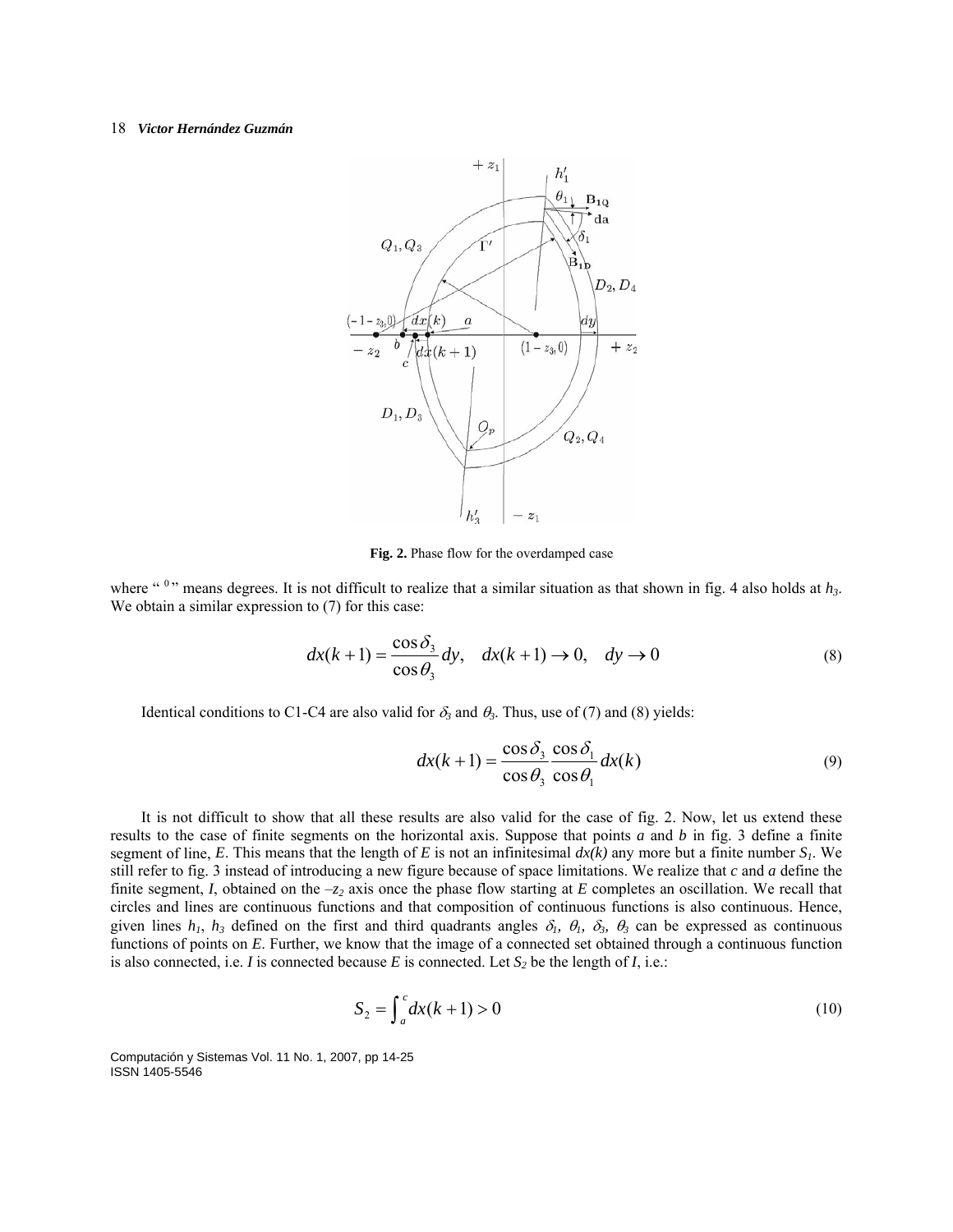**Fig. 2.** Phase flow for the overdamped case

where " $^0$ " means degrees. It is not difficult to realize that a similar situation as that shown in fig. 4 also holds at $h_3$. We obtain a similar expression to (7) for this case:

$$dx(k+1) = \frac{\cos\delta_3}{\cos\theta_3} dy, \quad dx(k+1) \to 0, \quad dy \to 0 \tag{8}$$

Identical conditions to C1-C4 are also valid for $\delta_3$ and $\theta_3$. Thus, use of (7) and (8) yields:

$$dx(k+1) = \frac{\cos\delta_3}{\cos\theta_3} \frac{\cos\delta_1}{\cos\theta_1} dx(k) \tag{9}$$

It is not difficult to show that all these results are also valid for the case of fig. 2. Now, let us extend these results to the case of finite segments on the horizontal axis. Suppose that points *a* and *b* in fig. 3 define a finite segment of line, *E*. This means that the length of *E* is not an infinitesimal $dx(k)$ any more but a finite number $S_1$. We still refer to fig. 3 instead of introducing a new figure because of space limitations. We realize that *c* and *a* define the finite segment, *I*, obtained on the $-z_2$ axis once the phase flow starting at *E* completes an oscillation. We recall that circles and lines are continuous functions and that composition of continuous functions is also continuous. Hence, given lines $h_1$, $h_3$ defined on the first and third quadrants angles $\delta_1$, $\theta_1$, $\delta_3$, $\theta_3$ can be expressed as continuous functions of points on *E*. Further, we know that the image of a connected set obtained through a continuous function is also connected, i.e. *I* is connected because *E* is connected. Let $S_2$ be the length of *I*, i.e.:

$$S_2 = \int_a^c dx(k+1) > 0 \tag{10}$$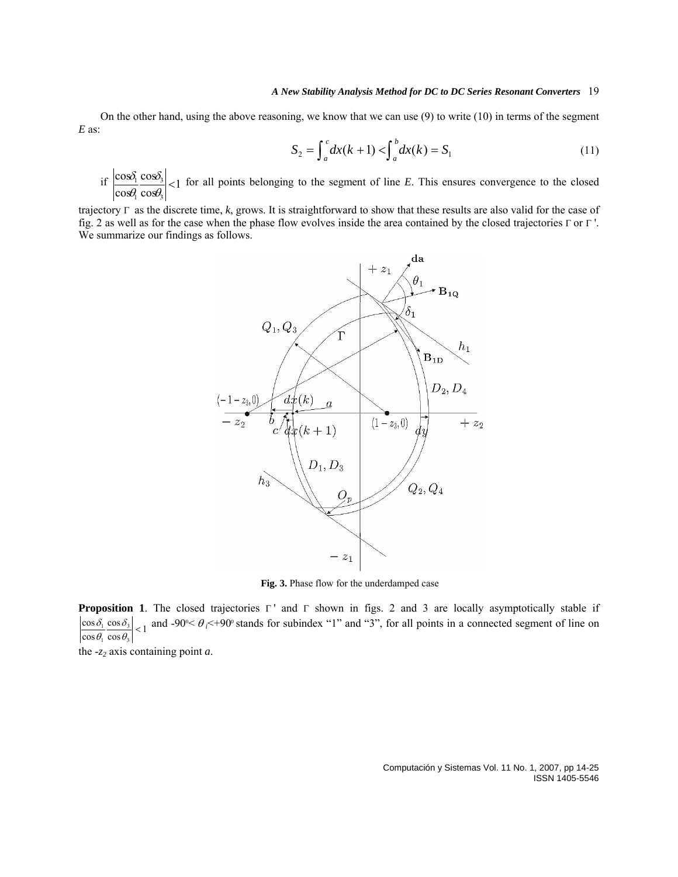On the other hand, using the above reasoning, we know that we can use (9) to write (10) in terms of the segment $E$ as:

$$S_2 = \int_a^c dx(k+1) < \int_a^b dx(k) = S_1 \tag{11}$$

if $\left|\frac{\cos\delta_1}{\cos\theta_1}\frac{\cos\delta_3}{\cos\theta_3}\right| < 1$ for all points belonging to the segment of line $E$. This ensures convergence to the closed trajectory $\Gamma$ as the discrete time, $k$, grows. It is straightforward to show that these results are also valid for the case of fig. 2 as well as for the case when the phase flow evolves inside the area contained by the closed trajectories $\Gamma$ or $\Gamma'$. We summarize our findings as follows.

**Fig. 3.** Phase flow for the underdamped case

**Proposition 1**. The closed trajectories $\Gamma'$ and $\Gamma$ shown in figs. 2 and 3 are locally asymptotically stable if $\left|\frac{\cos\delta_1}{\cos\theta_1}\frac{\cos\delta_3}{\cos\theta_3}\right| < 1$ and $-90^0 < \theta_i < +90^0$ stands for subindex "1" and "3", for all points in a connected segment of line on the $-z_2$ axis containing point $a$.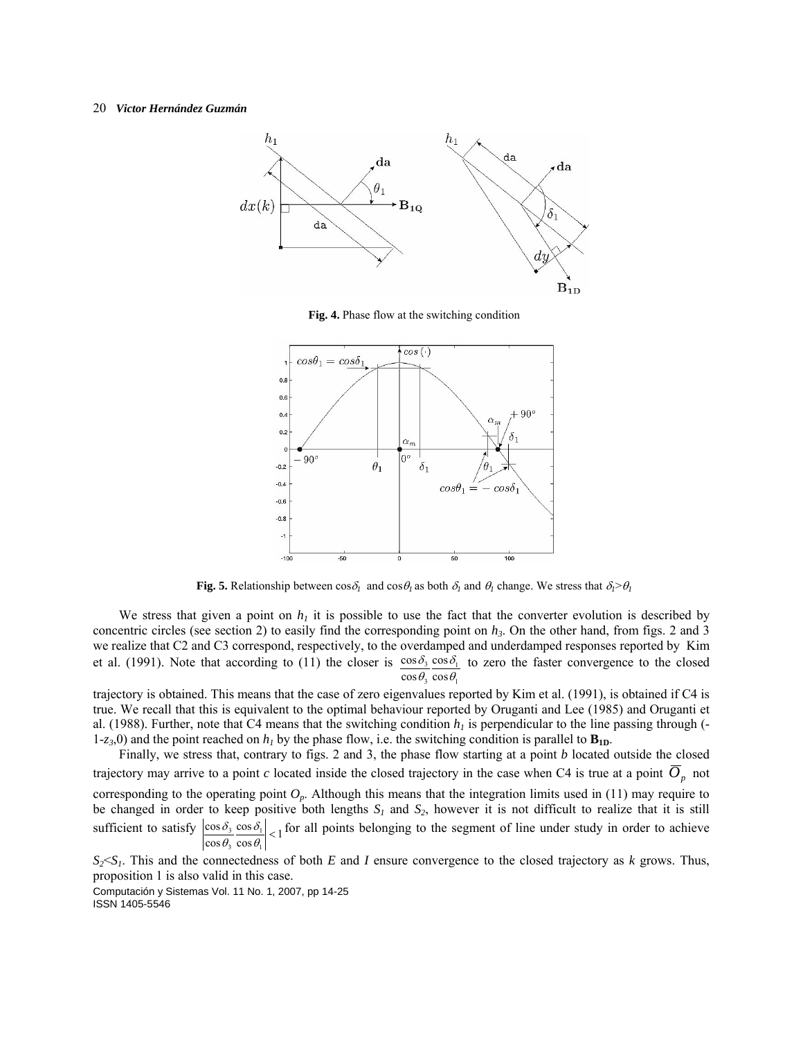**Fig. 4.** Phase flow at the switching condition

**Fig. 5.** Relationship between $\cos\delta_1$ and $\cos\theta_1$ as both $\delta_1$ and $\theta_1$ change. We stress that $\delta_1 > \theta_1$

We stress that given a point on $h_1$ it is possible to use the fact that the converter evolution is described by concentric circles (see section 2) to easily find the corresponding point on $h_3$. On the other hand, from figs. 2 and 3 we realize that C2 and C3 correspond, respectively, to the overdamped and underdamped responses reported by Kim et al. (1991). Note that according to (11) the closer is $\frac{\cos\delta_3}{\cos\theta_3}\frac{\cos\delta_1}{\cos\theta_1}$ to zero the faster convergence to the closed trajectory is obtained. This means that the case of zero eigenvalues reported by Kim et al. (1991), is obtained if C4 is true. We recall that this is equivalent to the optimal behaviour reported by Oruganti and Lee (1985) and Oruganti et al. (1988). Further, note that C4 means that the switching condition $h_1$ is perpendicular to the line passing through $(-1-z_3,0)$ and the point reached on $h_1$ by the phase flow, i.e. the switching condition is parallel to $\mathbf{B_{1D}}$.

Finally, we stress that, contrary to figs. 2 and 3, the phase flow starting at a point $b$ located outside the closed trajectory may arrive to a point $c$ located inside the closed trajectory in the case when C4 is true at a point $\overline{O}_p$ not corresponding to the operating point $O_p$. Although this means that the integration limits used in (11) may require to be changed in order to keep positive both lengths $S_1$ and $S_2$, however it is not difficult to realize that it is still sufficient to satisfy $\left|\frac{\cos\delta_3}{\cos\theta_3}\frac{\cos\delta_1}{\cos\theta_1}\right| < 1$ for all points belonging to the segment of line under study in order to achieve $S_2 < S_1$. This and the connectedness of both $E$ and $I$ ensure convergence to the closed trajectory as $k$ grows. Thus, proposition 1 is also valid in this case.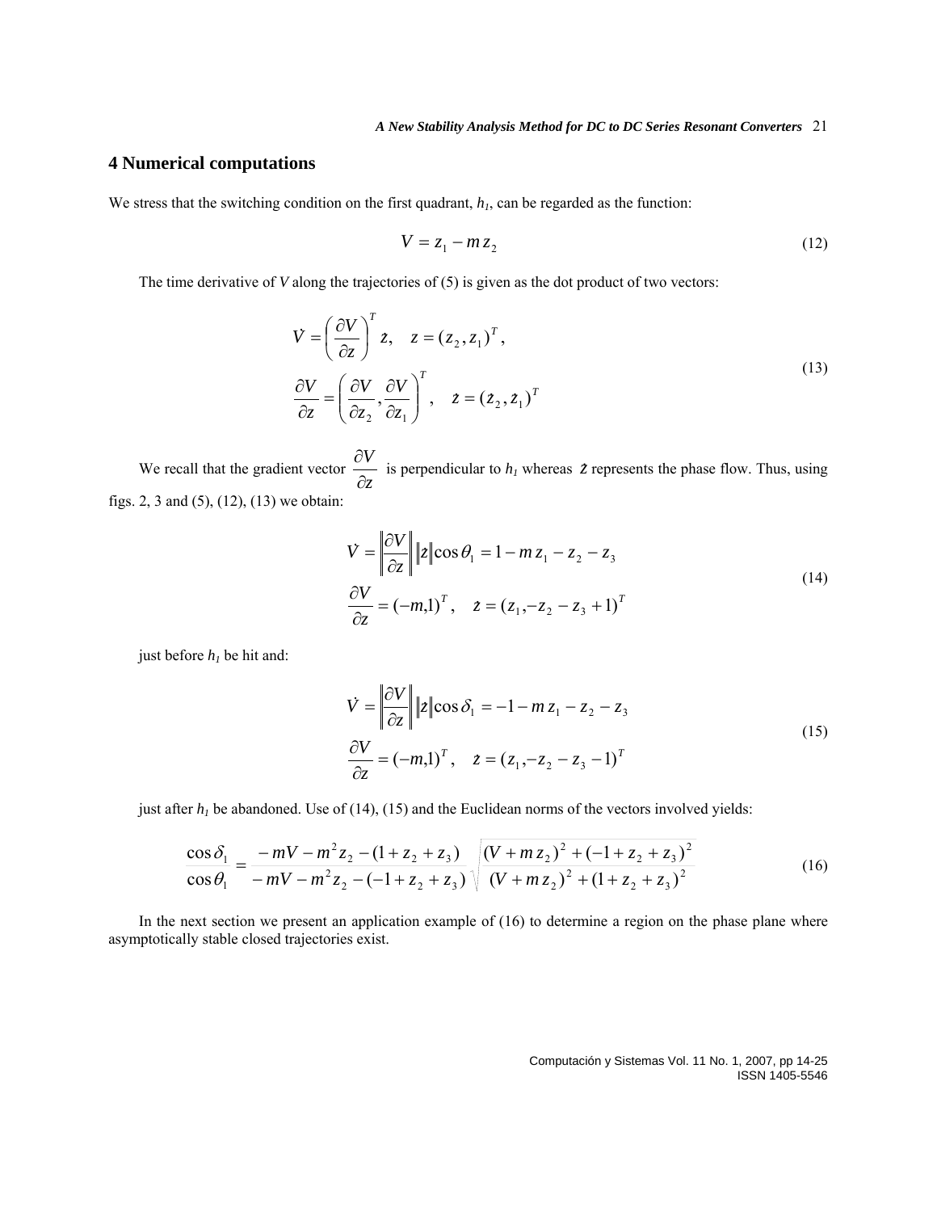## 4 Numerical computations

We stress that the switching condition on the first quadrant, $h_1$, can be regarded as the function:

$$V = z_1 - m z_2 \tag{12}$$

The time derivative of $V$ along the trajectories of (5) is given as the dot product of two vectors:

$$\dot{V} = \left(\frac{\partial V}{\partial z}\right)^T \dot{z}, \quad z = (z_2, z_1)^T,$$
$$\frac{\partial V}{\partial z} = \left(\frac{\partial V}{\partial z_2}, \frac{\partial V}{\partial z_1}\right)^T, \quad \dot{z} = (\dot{z}_2, \dot{z}_1)^T \tag{13}$$

We recall that the gradient vector $\frac{\partial V}{\partial z}$ is perpendicular to $h_1$ whereas $\dot{z}$ represents the phase flow. Thus, using figs. 2, 3 and (5), (12), (13) we obtain:

$$\dot{V} = \left\|\frac{\partial V}{\partial z}\right\| \|\dot{z}\| \cos\theta_1 = 1 - m z_1 - z_2 - z_3$$
$$\frac{\partial V}{\partial z} = (-m, 1)^T, \quad \dot{z} = (z_1, -z_2 - z_3 + 1)^T \tag{14}$$

just before $h_1$ be hit and:

$$\dot{V} = \left\|\frac{\partial V}{\partial z}\right\| \|\dot{z}\| \cos\delta_1 = -1 - m z_1 - z_2 - z_3$$
$$\frac{\partial V}{\partial z} = (-m, 1)^T, \quad \dot{z} = (z_1, -z_2 - z_3 - 1)^T \tag{15}$$

just after $h_1$ be abandoned. Use of (14), (15) and the Euclidean norms of the vectors involved yields:

$$\frac{\cos\delta_1}{\cos\theta_1} = \frac{-mV - m^2 z_2 - (1 + z_2 + z_3)}{-mV - m^2 z_2 - (-1 + z_2 + z_3)} \sqrt{\frac{(V + m z_2)^2 + (-1 + z_2 + z_3)^2}{(V + m z_2)^2 + (1 + z_2 + z_3)^2}} \tag{16}$$

In the next section we present an application example of (16) to determine a region on the phase plane where asymptotically stable closed trajectories exist.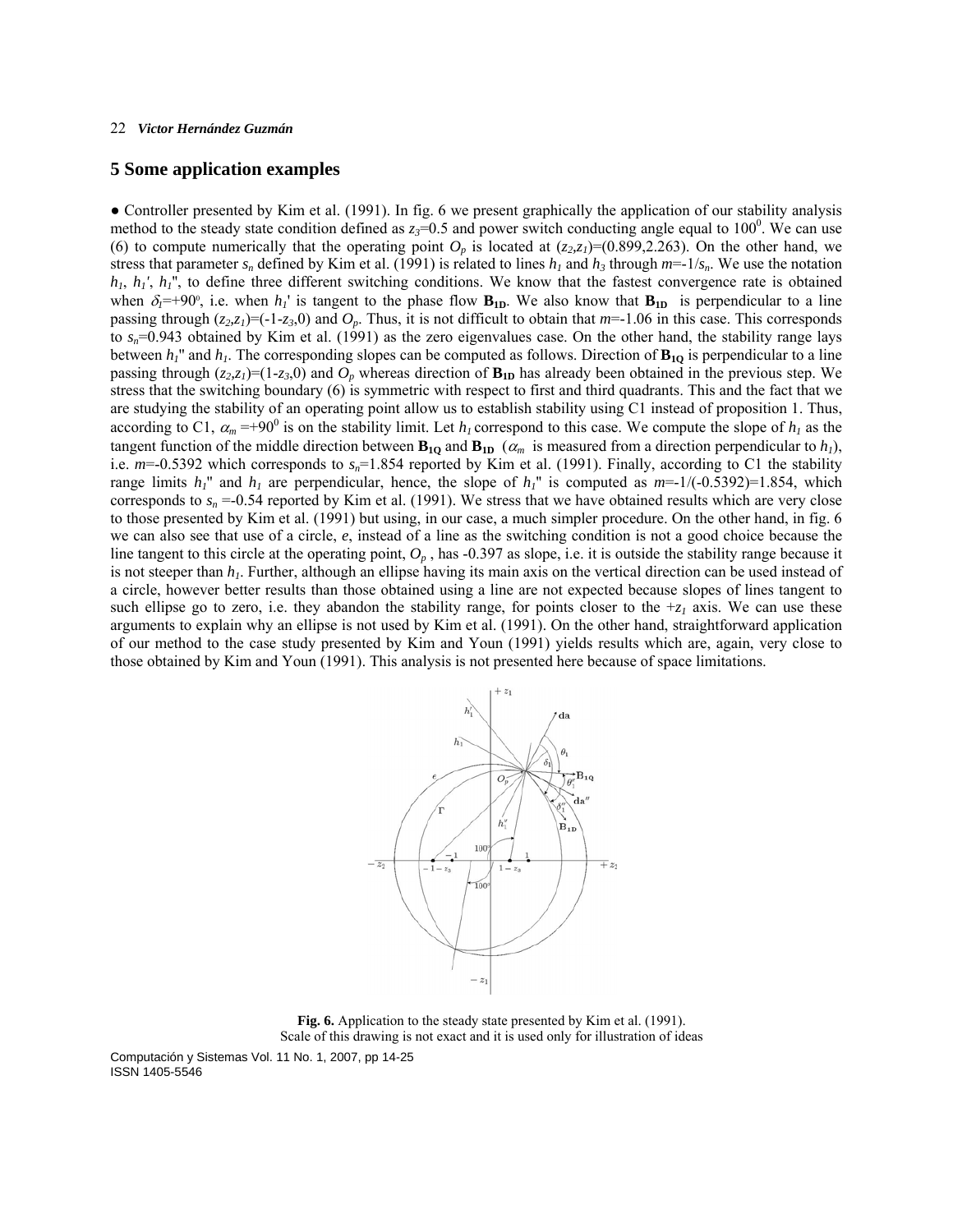## 5 Some application examples

● Controller presented by Kim et al. (1991). In fig. 6 we present graphically the application of our stability analysis method to the steady state condition defined as $z_3$=0.5 and power switch conducting angle equal to $100^0$. We can use (6) to compute numerically that the operating point $O_p$ is located at $(z_2,z_1)$=(0.899,2.263). On the other hand, we stress that parameter $s_n$ defined by Kim et al. (1991) is related to lines $h_1$ and $h_3$ through $m$=-1/$s_n$. We use the notation $h_1$, $h_1'$, $h_1''$, to define three different switching conditions. We know that the fastest convergence rate is obtained when $\delta_l$=+90°, i.e. when $h_1'$ is tangent to the phase flow $\mathbf{B_{1D}}$. We also know that $\mathbf{B_{1D}}$ is perpendicular to a line passing through $(z_2,z_1)$=(-1-$z_3$,0) and $O_p$. Thus, it is not difficult to obtain that $m$=-1.06 in this case. This corresponds to $s_n$=0.943 obtained by Kim et al. (1991) as the zero eigenvalues case. On the other hand, the stability range lays between $h_1''$ and $h_1$. The corresponding slopes can be computed as follows. Direction of $\mathbf{B_{1Q}}$ is perpendicular to a line passing through $(z_2,z_1)$=(1-$z_3$,0) and $O_p$ whereas direction of $\mathbf{B_{1D}}$ has already been obtained in the previous step. We stress that the switching boundary (6) is symmetric with respect to first and third quadrants. This and the fact that we are studying the stability of an operating point allow us to establish stability using C1 instead of proposition 1. Thus, according to C1, $\alpha_m$ =+$90^0$ is on the stability limit. Let $h_1$ correspond to this case. We compute the slope of $h_1$ as the tangent function of the middle direction between $\mathbf{B_{1Q}}$ and $\mathbf{B_{1D}}$ ($\alpha_m$ is measured from a direction perpendicular to $h_1$), i.e. $m$=-0.5392 which corresponds to $s_n$=1.854 reported by Kim et al. (1991). Finally, according to C1 the stability range limits $h_1''$ and $h_1$ are perpendicular, hence, the slope of $h_1''$ is computed as $m$=-1/(-0.5392)=1.854, which corresponds to $s_n$ =-0.54 reported by Kim et al. (1991). We stress that we have obtained results which are very close to those presented by Kim et al. (1991) but using, in our case, a much simpler procedure. On the other hand, in fig. 6 we can also see that use of a circle, $e$, instead of a line as the switching condition is not a good choice because the line tangent to this circle at the operating point, $O_p$ , has -0.397 as slope, i.e. it is outside the stability range because it is not steeper than $h_1$. Further, although an ellipse having its main axis on the vertical direction can be used instead of a circle, however better results than those obtained using a line are not expected because slopes of lines tangent to such ellipse go to zero, i.e. they abandon the stability range, for points closer to the +$z_1$ axis. We can use these arguments to explain why an ellipse is not used by Kim et al. (1991). On the other hand, straightforward application of our method to the case study presented by Kim and Youn (1991) yields results which are, again, very close to those obtained by Kim and Youn (1991). This analysis is not presented here because of space limitations.

**Fig. 6.** Application to the steady state presented by Kim et al. (1991).
Scale of this drawing is not exact and it is used only for illustration of ideas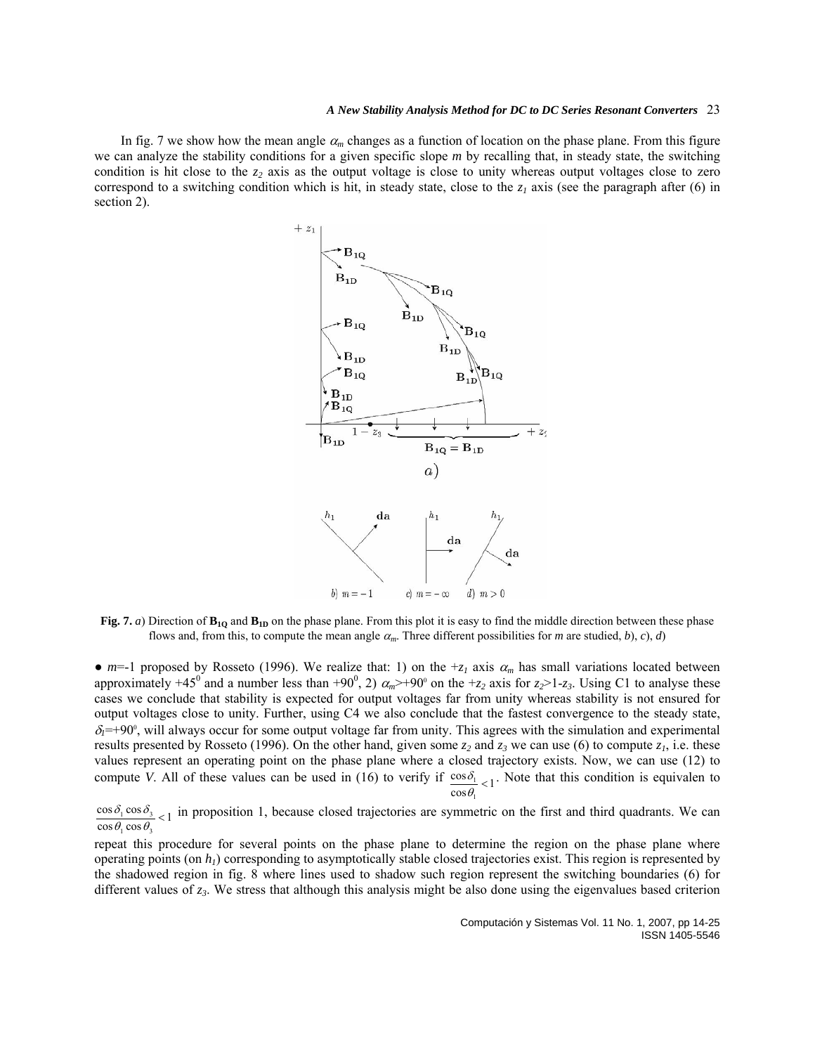In fig. 7 we show how the mean angle $\alpha_m$ changes as a function of location on the phase plane. From this figure we can analyze the stability conditions for a given specific slope $m$ by recalling that, in steady state, the switching condition is hit close to the $z_2$ axis as the output voltage is close to unity whereas output voltages close to zero correspond to a switching condition which is hit, in steady state, close to the $z_1$ axis (see the paragraph after (6) in section 2).

**Fig. 7.** *a*) Direction of $\mathbf{B_{1Q}}$ and $\mathbf{B_{1D}}$ on the phase plane. From this plot it is easy to find the middle direction between these phase flows and, from this, to compute the mean angle $\alpha_m$. Three different possibilities for $m$ are studied, *b*), *c*), *d*)

● $m$=-1 proposed by Rosseto (1996). We realize that: 1) on the $+z_1$ axis $\alpha_m$ has small variations located between approximately $+45^0$ and a number less than $+90^0$, 2) $\alpha_m > +90^o$ on the $+z_2$ axis for $z_2 > 1-z_3$. Using C1 to analyse these cases we conclude that stability is expected for output voltages far from unity whereas stability is not ensured for output voltages close to unity. Further, using C4 we also conclude that the fastest convergence to the steady state, $\delta_I = +90^o$, will always occur for some output voltage far from unity. This agrees with the simulation and experimental results presented by Rosseto (1996). On the other hand, given some $z_2$ and $z_3$ we can use (6) to compute $z_1$, i.e. these values represent an operating point on the phase plane where a closed trajectory exists. Now, we can use (12) to compute $V$. All of these values can be used in (16) to verify if $\frac{\cos\delta_1}{\cos\theta_1} < 1$. Note that this condition is equivalen to $\frac{\cos\delta_1 \cos\delta_3}{\cos\theta_1 \cos\theta_3} < 1$ in proposition 1, because closed trajectories are symmetric on the first and third quadrants. We can repeat this procedure for several points on the phase plane to determine the region on the phase plane where operating points (on $h_1$) corresponding to asymptotically stable closed trajectories exist. This region is represented by the shadowed region in fig. 8 where lines used to shadow such region represent the switching boundaries (6) for different values of $z_3$. We stress that although this analysis might be also done using the eigenvalues based criterion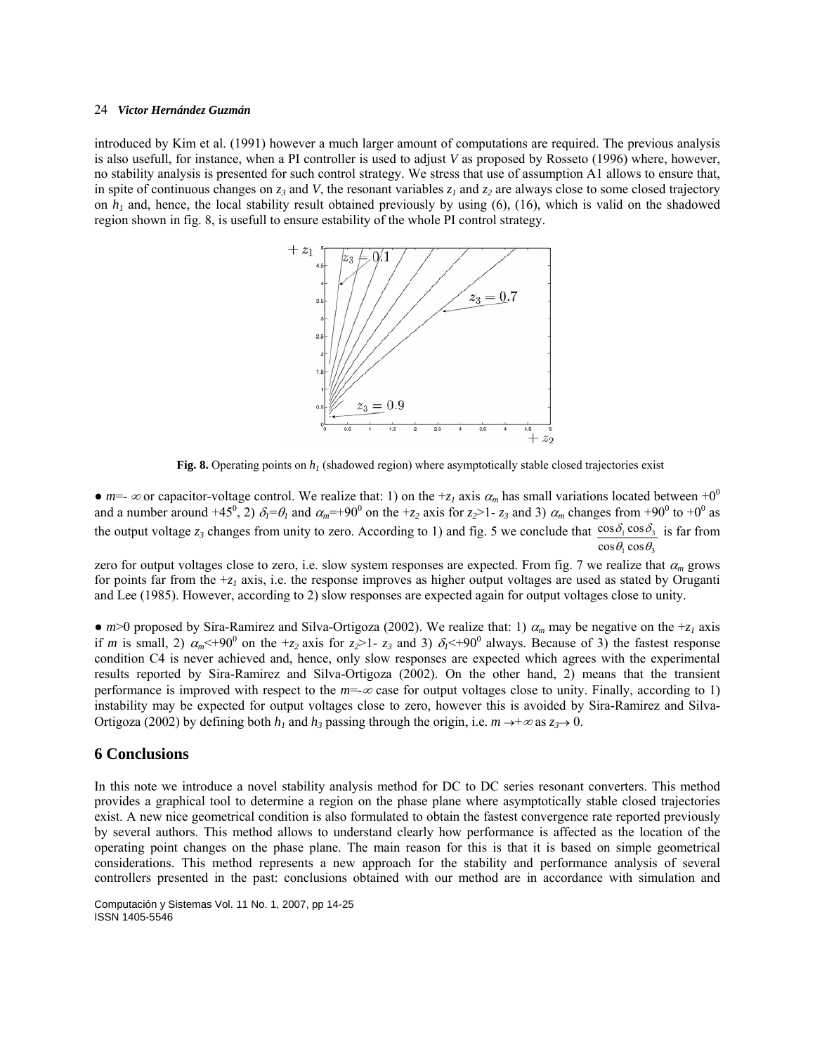introduced by Kim et al. (1991) however a much larger amount of computations are required. The previous analysis is also usefull, for instance, when a PI controller is used to adjust *V* as proposed by Rosseto (1996) where, however, no stability analysis is presented for such control strategy. We stress that use of assumption A1 allows to ensure that, in spite of continuous changes on $z_3$ and *V*, the resonant variables $z_1$ and $z_2$ are always close to some closed trajectory on $h_1$ and, hence, the local stability result obtained previously by using (6), (16), which is valid on the shadowed region shown in fig. 8, is usefull to ensure estability of the whole PI control strategy.

**Fig. 8.** Operating points on $h_1$ (shadowed region) where asymptotically stable closed trajectories exist

● $m=-\infty$ or capacitor-voltage control. We realize that: 1) on the $+z_1$ axis $\alpha_m$ has small variations located between $+0^0$ and a number around $+45^0$, 2) $\delta_I=\theta_I$ and $\alpha_m=+90^0$ on the $+z_2$ axis for $z_2>1-z_3$ and 3) $\alpha_m$ changes from $+90^0$ to $+0^0$ as the output voltage $z_3$ changes from unity to zero. According to 1) and fig. 5 we conclude that $\frac{\cos\delta_1\cos\delta_3}{\cos\theta_1\cos\theta_3}$ is far from zero for output voltages close to zero, i.e. slow system responses are expected. From fig. 7 we realize that $\alpha_m$ grows for points far from the $+z_1$ axis, i.e. the response improves as higher output voltages are used as stated by Oruganti and Lee (1985). However, according to 2) slow responses are expected again for output voltages close to unity.

● $m>0$ proposed by Sira-Ramirez and Silva-Ortigoza (2002). We realize that: 1) $\alpha_m$ may be negative on the $+z_1$ axis if *m* is small, 2) $\alpha_m<+90^0$ on the $+z_2$ axis for $z_2>1-z_3$ and 3) $\delta_I<+90^0$ always. Because of 3) the fastest response condition C4 is never achieved and, hence, only slow responses are expected which agrees with the experimental results reported by Sira-Ramirez and Silva-Ortigoza (2002). On the other hand, 2) means that the transient performance is improved with respect to the $m=-\infty$ case for output voltages close to unity. Finally, according to 1) instability may be expected for output voltages close to zero, however this is avoided by Sira-Ramirez and Silva-Ortigoza (2002) by defining both $h_1$ and $h_3$ passing through the origin, i.e. $m\rightarrow+\infty$ as $z_3\rightarrow 0$.

## 6 Conclusions

In this note we introduce a novel stability analysis method for DC to DC series resonant converters. This method provides a graphical tool to determine a region on the phase plane where asymptotically stable closed trajectories exist. A new nice geometrical condition is also formulated to obtain the fastest convergence rate reported previously by several authors. This method allows to understand clearly how performance is affected as the location of the operating point changes on the phase plane. The main reason for this is that it is based on simple geometrical considerations. This method represents a new approach for the stability and performance analysis of several controllers presented in the past: conclusions obtained with our method are in accordance with simulation and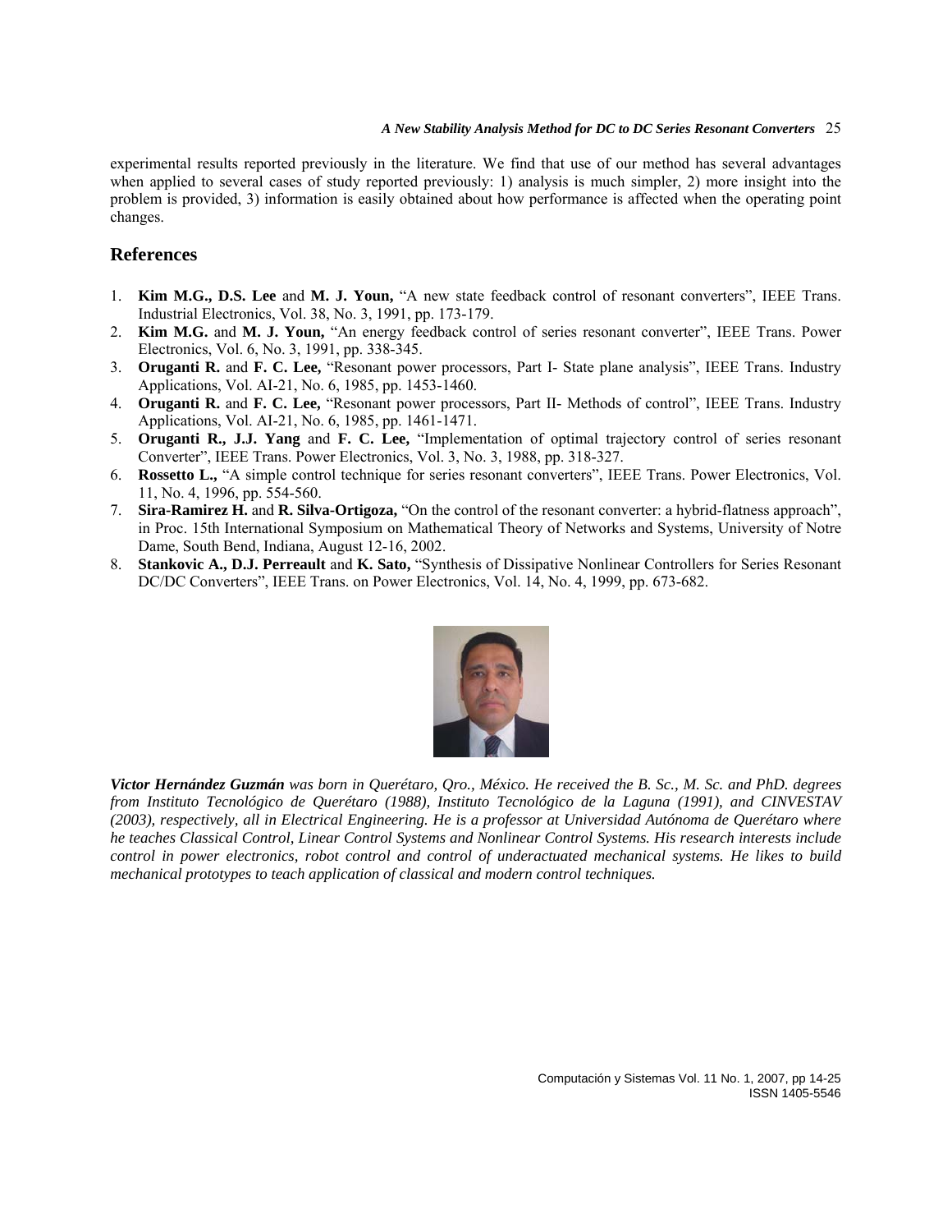experimental results reported previously in the literature. We find that use of our method has several advantages when applied to several cases of study reported previously: 1) analysis is much simpler, 2) more insight into the problem is provided, 3) information is easily obtained about how performance is affected when the operating point changes.

## References

1. **Kim M.G., D.S. Lee** and **M. J. Youn,** "A new state feedback control of resonant converters", IEEE Trans. Industrial Electronics, Vol. 38, No. 3, 1991, pp. 173-179.
2. **Kim M.G.** and **M. J. Youn,** "An energy feedback control of series resonant converter", IEEE Trans. Power Electronics, Vol. 6, No. 3, 1991, pp. 338-345.
3. **Oruganti R.** and **F. C. Lee,** "Resonant power processors, Part I- State plane analysis", IEEE Trans. Industry Applications, Vol. AI-21, No. 6, 1985, pp. 1453-1460.
4. **Oruganti R.** and **F. C. Lee,** "Resonant power processors, Part II- Methods of control", IEEE Trans. Industry Applications, Vol. AI-21, No. 6, 1985, pp. 1461-1471.
5. **Oruganti R., J.J. Yang** and **F. C. Lee,** "Implementation of optimal trajectory control of series resonant Converter", IEEE Trans. Power Electronics, Vol. 3, No. 3, 1988, pp. 318-327.
6. **Rossetto L.,** "A simple control technique for series resonant converters", IEEE Trans. Power Electronics, Vol. 11, No. 4, 1996, pp. 554-560.
7. **Sira-Ramirez H.** and **R. Silva-Ortigoza,** "On the control of the resonant converter: a hybrid-flatness approach", in Proc. 15th International Symposium on Mathematical Theory of Networks and Systems, University of Notre Dame, South Bend, Indiana, August 12-16, 2002.
8. **Stankovic A., D.J. Perreault** and **K. Sato,** "Synthesis of Dissipative Nonlinear Controllers for Series Resonant DC/DC Converters", IEEE Trans. on Power Electronics, Vol. 14, No. 4, 1999, pp. 673-682.

***Victor Hernández Guzmán*** *was born in Querétaro, Qro., México. He received the B. Sc., M. Sc. and PhD. degrees from Instituto Tecnológico de Querétaro (1988), Instituto Tecnológico de la Laguna (1991), and CINVESTAV (2003), respectively, all in Electrical Engineering. He is a professor at Universidad Autónoma de Querétaro where he teaches Classical Control, Linear Control Systems and Nonlinear Control Systems. His research interests include control in power electronics, robot control and control of underactuated mechanical systems. He likes to build mechanical prototypes to teach application of classical and modern control techniques.*